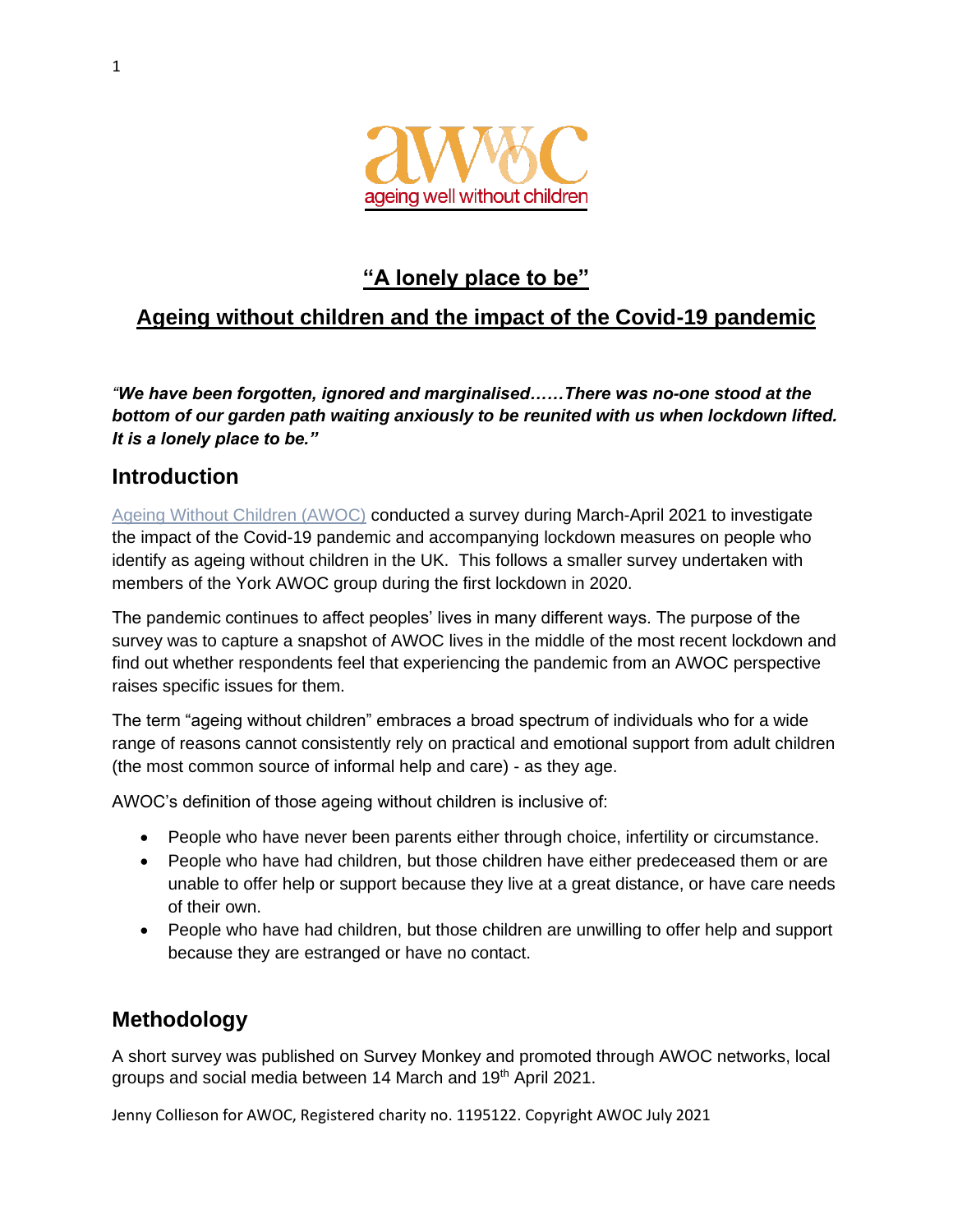"A lonely place to be"

# Ageing without children and the impact of the Covid-19 pandemic

***"We have been forgotten, ignored and marginalised……There was no-one stood at the bottom of our garden path waiting anxiously to be reunited with us when lockdown lifted. It is a lonely place to be."***

## Introduction

Ageing Without Children (AWOC) conducted a survey during March-April 2021 to investigate the impact of the Covid-19 pandemic and accompanying lockdown measures on people who identify as ageing without children in the UK. This follows a smaller survey undertaken with members of the York AWOC group during the first lockdown in 2020.

The pandemic continues to affect peoples' lives in many different ways. The purpose of the survey was to capture a snapshot of AWOC lives in the middle of the most recent lockdown and find out whether respondents feel that experiencing the pandemic from an AWOC perspective raises specific issues for them.

The term "ageing without children" embraces a broad spectrum of individuals who for a wide range of reasons cannot consistently rely on practical and emotional support from adult children (the most common source of informal help and care) - as they age.

AWOC's definition of those ageing without children is inclusive of:

- People who have never been parents either through choice, infertility or circumstance.
- People who have had children, but those children have either predeceased them or are unable to offer help or support because they live at a great distance, or have care needs of their own.
- People who have had children, but those children are unwilling to offer help and support because they are estranged or have no contact.

## Methodology

A short survey was published on Survey Monkey and promoted through AWOC networks, local groups and social media between 14 March and 19th April 2021.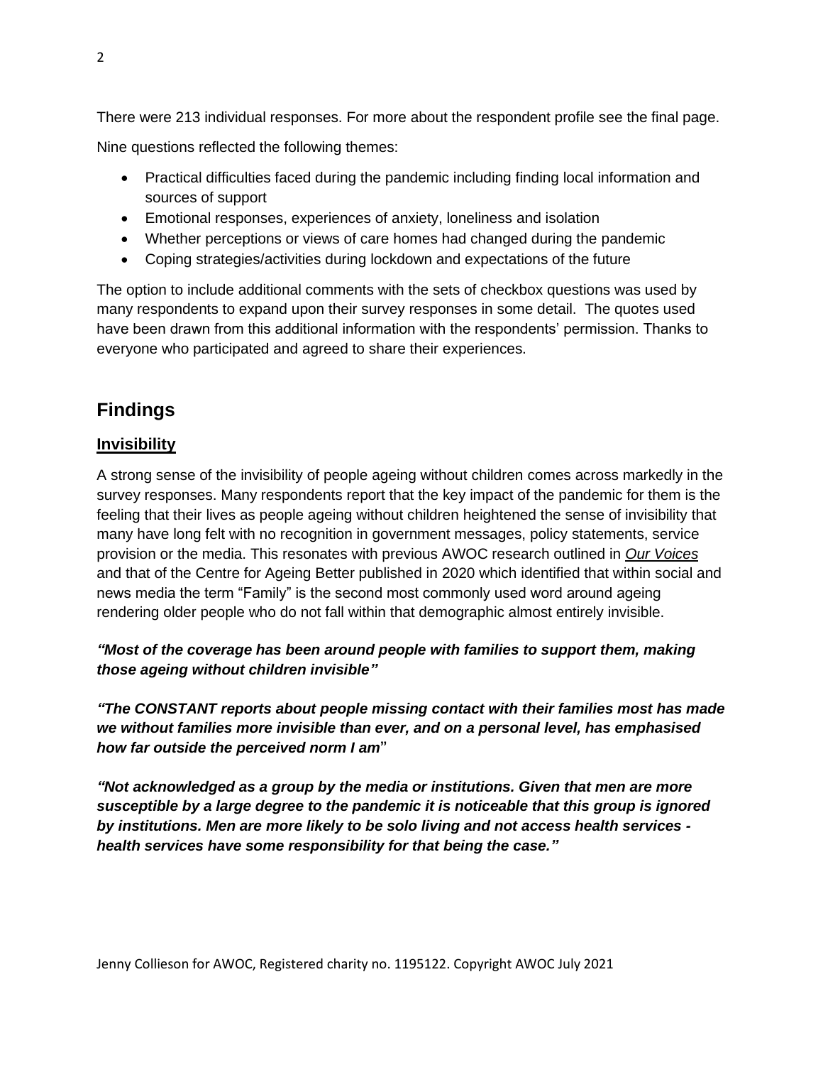There were 213 individual responses. For more about the respondent profile see the final page.

Nine questions reflected the following themes:

- Practical difficulties faced during the pandemic including finding local information and sources of support
- Emotional responses, experiences of anxiety, loneliness and isolation
- Whether perceptions or views of care homes had changed during the pandemic
- Coping strategies/activities during lockdown and expectations of the future

The option to include additional comments with the sets of checkbox questions was used by many respondents to expand upon their survey responses in some detail. The quotes used have been drawn from this additional information with the respondents' permission. Thanks to everyone who participated and agreed to share their experiences.

## Findings

### Invisibility

A strong sense of the invisibility of people ageing without children comes across markedly in the survey responses. Many respondents report that the key impact of the pandemic for them is the feeling that their lives as people ageing without children heightened the sense of invisibility that many have long felt with no recognition in government messages, policy statements, service provision or the media. This resonates with previous AWOC research outlined in *Our Voices* and that of the Centre for Ageing Better published in 2020 which identified that within social and news media the term "Family" is the second most commonly used word around ageing rendering older people who do not fall within that demographic almost entirely invisible.

***"Most of the coverage has been around people with families to support them, making those ageing without children invisible"***

***"The CONSTANT reports about people missing contact with their families most has made we without families more invisible than ever, and on a personal level, has emphasised how far outside the perceived norm I am"***

***"Not acknowledged as a group by the media or institutions. Given that men are more susceptible by a large degree to the pandemic it is noticeable that this group is ignored by institutions. Men are more likely to be solo living and not access health services - health services have some responsibility for that being the case."***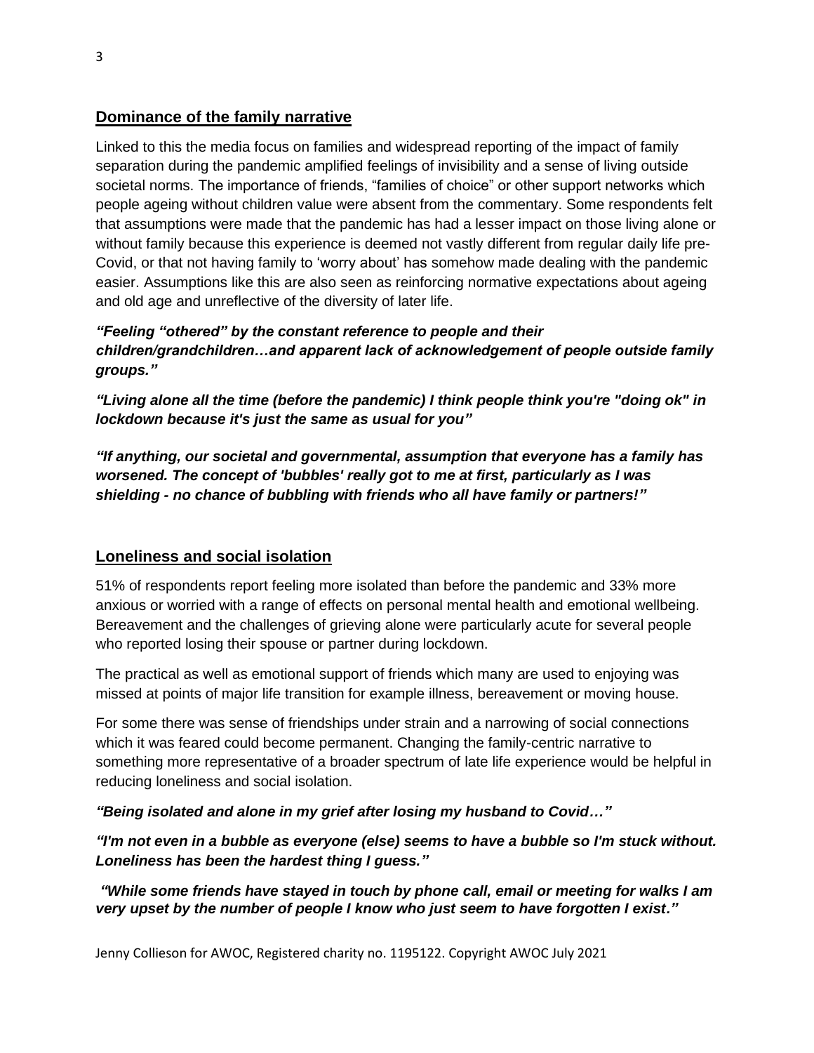## Dominance of the family narrative

Linked to this the media focus on families and widespread reporting of the impact of family separation during the pandemic amplified feelings of invisibility and a sense of living outside societal norms. The importance of friends, "families of choice" or other support networks which people ageing without children value were absent from the commentary. Some respondents felt that assumptions were made that the pandemic has had a lesser impact on those living alone or without family because this experience is deemed not vastly different from regular daily life pre-Covid, or that not having family to 'worry about' has somehow made dealing with the pandemic easier. Assumptions like this are also seen as reinforcing normative expectations about ageing and old age and unreflective of the diversity of later life.

***"Feeling "othered" by the constant reference to people and their children/grandchildren…and apparent lack of acknowledgement of people outside family groups."***

***"Living alone all the time (before the pandemic) I think people think you're "doing ok" in lockdown because it's just the same as usual for you"***

***"If anything, our societal and governmental, assumption that everyone has a family has worsened. The concept of 'bubbles' really got to me at first, particularly as I was shielding - no chance of bubbling with friends who all have family or partners!"***

## Loneliness and social isolation

51% of respondents report feeling more isolated than before the pandemic and 33% more anxious or worried with a range of effects on personal mental health and emotional wellbeing. Bereavement and the challenges of grieving alone were particularly acute for several people who reported losing their spouse or partner during lockdown.

The practical as well as emotional support of friends which many are used to enjoying was missed at points of major life transition for example illness, bereavement or moving house.

For some there was sense of friendships under strain and a narrowing of social connections which it was feared could become permanent. Changing the family-centric narrative to something more representative of a broader spectrum of late life experience would be helpful in reducing loneliness and social isolation.

***"Being isolated and alone in my grief after losing my husband to Covid…"***

***"I'm not even in a bubble as everyone (else) seems to have a bubble so I'm stuck without. Loneliness has been the hardest thing I guess."***

***"While some friends have stayed in touch by phone call, email or meeting for walks I am very upset by the number of people I know who just seem to have forgotten I exist."***

Jenny Collieson for AWOC, Registered charity no. 1195122. Copyright AWOC July 2021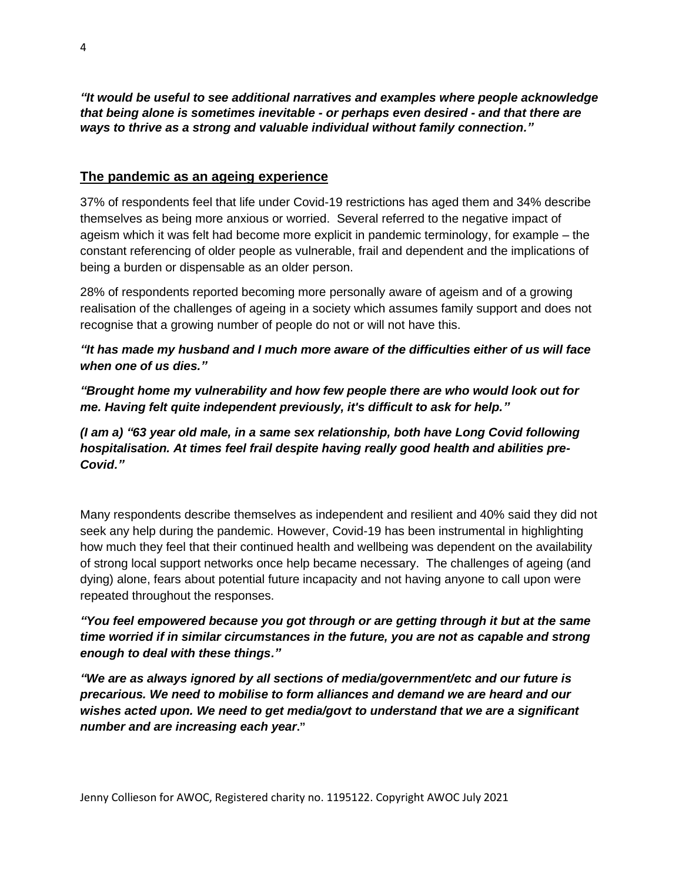***"It would be useful to see additional narratives and examples where people acknowledge that being alone is sometimes inevitable - or perhaps even desired - and that there are ways to thrive as a strong and valuable individual without family connection."***

## The pandemic as an ageing experience

37% of respondents feel that life under Covid-19 restrictions has aged them and 34% describe themselves as being more anxious or worried. Several referred to the negative impact of ageism which it was felt had become more explicit in pandemic terminology, for example – the constant referencing of older people as vulnerable, frail and dependent and the implications of being a burden or dispensable as an older person.

28% of respondents reported becoming more personally aware of ageism and of a growing realisation of the challenges of ageing in a society which assumes family support and does not recognise that a growing number of people do not or will not have this.

***"It has made my husband and I much more aware of the difficulties either of us will face when one of us dies."***

***"Brought home my vulnerability and how few people there are who would look out for me. Having felt quite independent previously, it's difficult to ask for help."***

***(I am a) "63 year old male, in a same sex relationship, both have Long Covid following hospitalisation. At times feel frail despite having really good health and abilities pre-Covid."***

Many respondents describe themselves as independent and resilient and 40% said they did not seek any help during the pandemic. However, Covid-19 has been instrumental in highlighting how much they feel that their continued health and wellbeing was dependent on the availability of strong local support networks once help became necessary. The challenges of ageing (and dying) alone, fears about potential future incapacity and not having anyone to call upon were repeated throughout the responses.

***"You feel empowered because you got through or are getting through it but at the same time worried if in similar circumstances in the future, you are not as capable and strong enough to deal with these things."***

***"We are as always ignored by all sections of media/government/etc and our future is precarious. We need to mobilise to form alliances and demand we are heard and our wishes acted upon. We need to get media/govt to understand that we are a significant number and are increasing each year."***

Jenny Collieson for AWOC, Registered charity no. 1195122. Copyright AWOC July 2021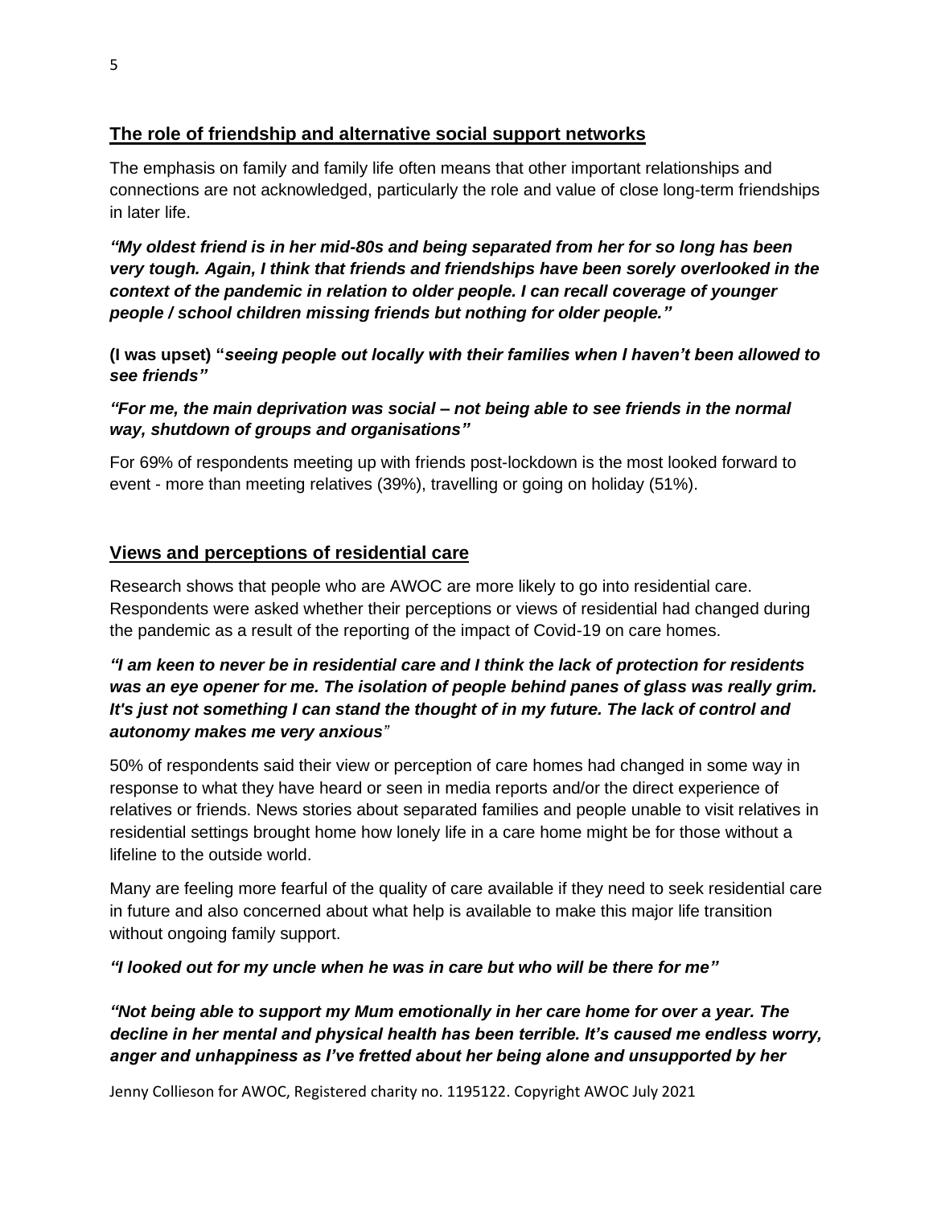## The role of friendship and alternative social support networks

The emphasis on family and family life often means that other important relationships and connections are not acknowledged, particularly the role and value of close long-term friendships in later life.

***"My oldest friend is in her mid-80s and being separated from her for so long has been very tough. Again, I think that friends and friendships have been sorely overlooked in the context of the pandemic in relation to older people. I can recall coverage of younger people / school children missing friends but nothing for older people."***

**(I was upset) "*seeing people out locally with their families when I haven't been allowed to see friends"***

***"For me, the main deprivation was social – not being able to see friends in the normal way, shutdown of groups and organisations"***

For 69% of respondents meeting up with friends post-lockdown is the most looked forward to event - more than meeting relatives (39%), travelling or going on holiday (51%).

## Views and perceptions of residential care

Research shows that people who are AWOC are more likely to go into residential care. Respondents were asked whether their perceptions or views of residential had changed during the pandemic as a result of the reporting of the impact of Covid-19 on care homes.

***"I am keen to never be in residential care and I think the lack of protection for residents was an eye opener for me. The isolation of people behind panes of glass was really grim. It's just not something I can stand the thought of in my future. The lack of control and autonomy makes me very anxious"***

50% of respondents said their view or perception of care homes had changed in some way in response to what they have heard or seen in media reports and/or the direct experience of relatives or friends. News stories about separated families and people unable to visit relatives in residential settings brought home how lonely life in a care home might be for those without a lifeline to the outside world.

Many are feeling more fearful of the quality of care available if they need to seek residential care in future and also concerned about what help is available to make this major life transition without ongoing family support.

***"I looked out for my uncle when he was in care but who will be there for me"***

***"Not being able to support my Mum emotionally in her care home for over a year. The decline in her mental and physical health has been terrible. It's caused me endless worry, anger and unhappiness as I've fretted about her being alone and unsupported by her***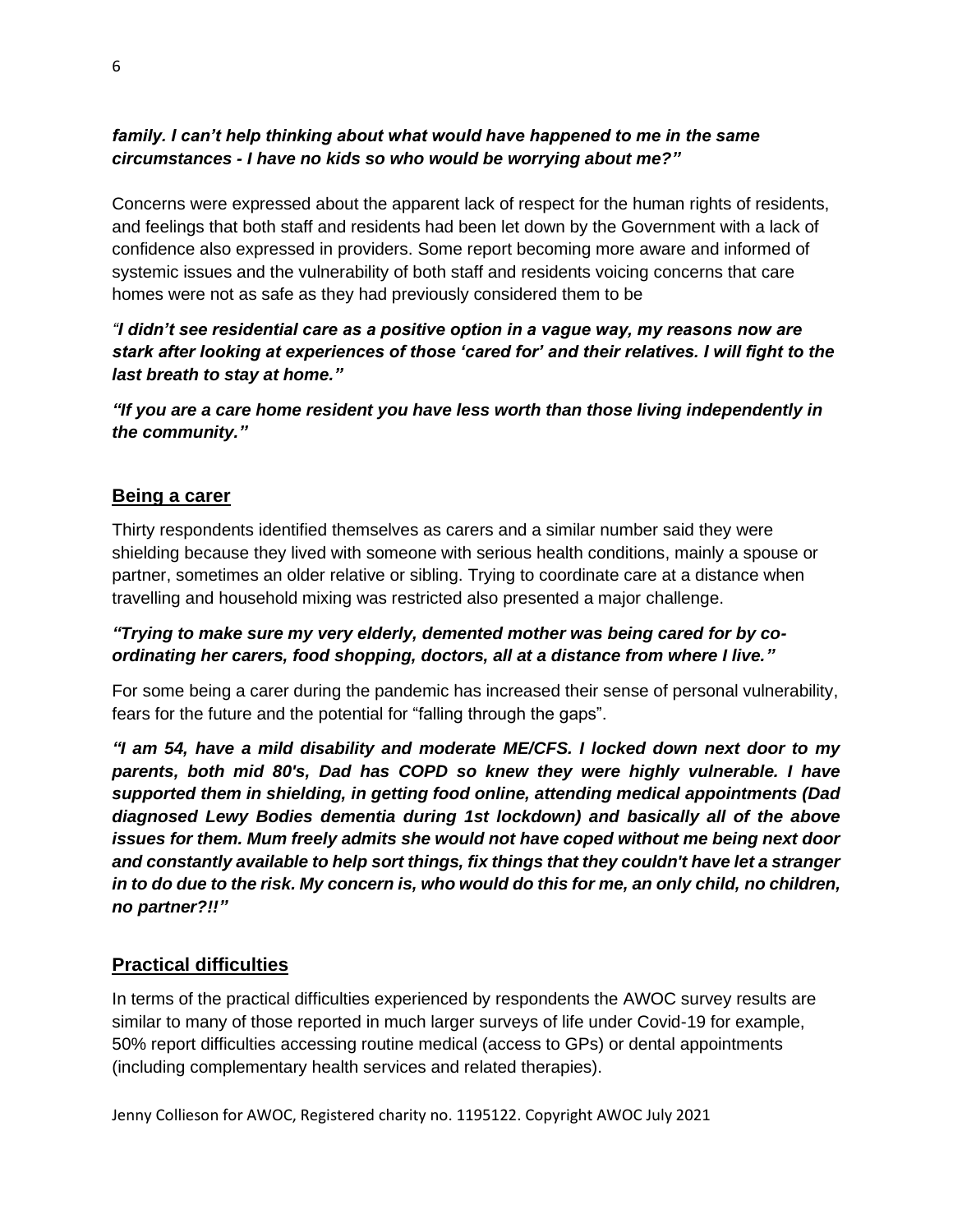***family. I can't help thinking about what would have happened to me in the same circumstances - I have no kids so who would be worrying about me?"***

Concerns were expressed about the apparent lack of respect for the human rights of residents, and feelings that both staff and residents had been let down by the Government with a lack of confidence also expressed in providers. Some report becoming more aware and informed of systemic issues and the vulnerability of both staff and residents voicing concerns that care homes were not as safe as they had previously considered them to be

***"I didn't see residential care as a positive option in a vague way, my reasons now are stark after looking at experiences of those 'cared for' and their relatives. I will fight to the last breath to stay at home."***

***"If you are a care home resident you have less worth than those living independently in the community."***

## Being a carer

Thirty respondents identified themselves as carers and a similar number said they were shielding because they lived with someone with serious health conditions, mainly a spouse or partner, sometimes an older relative or sibling. Trying to coordinate care at a distance when travelling and household mixing was restricted also presented a major challenge.

***"Trying to make sure my very elderly, demented mother was being cared for by co-ordinating her carers, food shopping, doctors, all at a distance from where I live."***

For some being a carer during the pandemic has increased their sense of personal vulnerability, fears for the future and the potential for "falling through the gaps".

***"I am 54, have a mild disability and moderate ME/CFS. I locked down next door to my parents, both mid 80's, Dad has COPD so knew they were highly vulnerable. I have supported them in shielding, in getting food online, attending medical appointments (Dad diagnosed Lewy Bodies dementia during 1st lockdown) and basically all of the above issues for them. Mum freely admits she would not have coped without me being next door and constantly available to help sort things, fix things that they couldn't have let a stranger in to do due to the risk. My concern is, who would do this for me, an only child, no children, no partner?!!"***

## Practical difficulties

In terms of the practical difficulties experienced by respondents the AWOC survey results are similar to many of those reported in much larger surveys of life under Covid-19 for example, 50% report difficulties accessing routine medical (access to GPs) or dental appointments (including complementary health services and related therapies).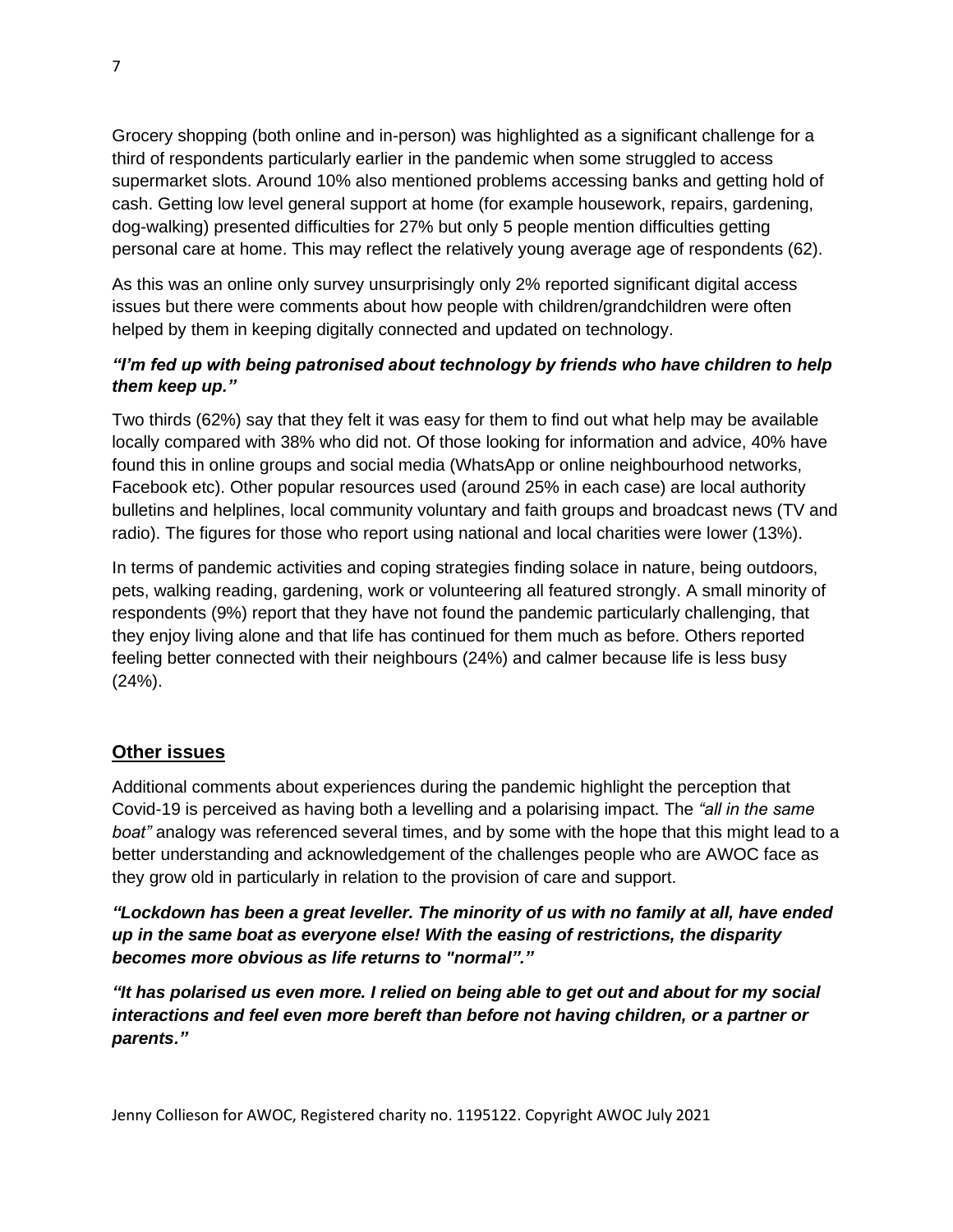Grocery shopping (both online and in-person) was highlighted as a significant challenge for a third of respondents particularly earlier in the pandemic when some struggled to access supermarket slots. Around 10% also mentioned problems accessing banks and getting hold of cash. Getting low level general support at home (for example housework, repairs, gardening, dog-walking) presented difficulties for 27% but only 5 people mention difficulties getting personal care at home. This may reflect the relatively young average age of respondents (62).

As this was an online only survey unsurprisingly only 2% reported significant digital access issues but there were comments about how people with children/grandchildren were often helped by them in keeping digitally connected and updated on technology.

***"I'm fed up with being patronised about technology by friends who have children to help them keep up."***

Two thirds (62%) say that they felt it was easy for them to find out what help may be available locally compared with 38% who did not. Of those looking for information and advice, 40% have found this in online groups and social media (WhatsApp or online neighbourhood networks, Facebook etc). Other popular resources used (around 25% in each case) are local authority bulletins and helplines, local community voluntary and faith groups and broadcast news (TV and radio). The figures for those who report using national and local charities were lower (13%).

In terms of pandemic activities and coping strategies finding solace in nature, being outdoors, pets, walking reading, gardening, work or volunteering all featured strongly. A small minority of respondents (9%) report that they have not found the pandemic particularly challenging, that they enjoy living alone and that life has continued for them much as before. Others reported feeling better connected with their neighbours (24%) and calmer because life is less busy (24%).

## Other issues

Additional comments about experiences during the pandemic highlight the perception that Covid-19 is perceived as having both a levelling and a polarising impact. The *"all in the same boat"* analogy was referenced several times, and by some with the hope that this might lead to a better understanding and acknowledgement of the challenges people who are AWOC face as they grow old in particularly in relation to the provision of care and support.

***"Lockdown has been a great leveller. The minority of us with no family at all, have ended up in the same boat as everyone else! With the easing of restrictions, the disparity becomes more obvious as life returns to "normal"."***

***"It has polarised us even more. I relied on being able to get out and about for my social interactions and feel even more bereft than before not having children, or a partner or parents."***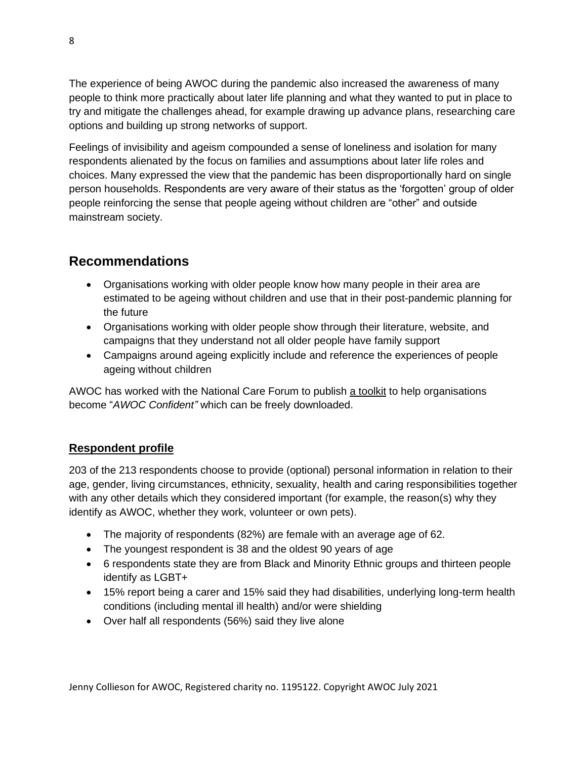The experience of being AWOC during the pandemic also increased the awareness of many people to think more practically about later life planning and what they wanted to put in place to try and mitigate the challenges ahead, for example drawing up advance plans, researching care options and building up strong networks of support.

Feelings of invisibility and ageism compounded a sense of loneliness and isolation for many respondents alienated by the focus on families and assumptions about later life roles and choices. Many expressed the view that the pandemic has been disproportionally hard on single person households. Respondents are very aware of their status as the 'forgotten' group of older people reinforcing the sense that people ageing without children are "other" and outside mainstream society.

## Recommendations

- Organisations working with older people know how many people in their area are estimated to be ageing without children and use that in their post-pandemic planning for the future
- Organisations working with older people show through their literature, website, and campaigns that they understand not all older people have family support
- Campaigns around ageing explicitly include and reference the experiences of people ageing without children

AWOC has worked with the National Care Forum to publish a toolkit to help organisations become "*AWOC Confident"* which can be freely downloaded.

### Respondent profile

203 of the 213 respondents choose to provide (optional) personal information in relation to their age, gender, living circumstances, ethnicity, sexuality, health and caring responsibilities together with any other details which they considered important (for example, the reason(s) why they identify as AWOC, whether they work, volunteer or own pets).

- The majority of respondents (82%) are female with an average age of 62.
- The youngest respondent is 38 and the oldest 90 years of age
- 6 respondents state they are from Black and Minority Ethnic groups and thirteen people identify as LGBT+
- 15% report being a carer and 15% said they had disabilities, underlying long-term health conditions (including mental ill health) and/or were shielding
- Over half all respondents (56%) said they live alone

Jenny Collieson for AWOC, Registered charity no. 1195122. Copyright AWOC July 2021